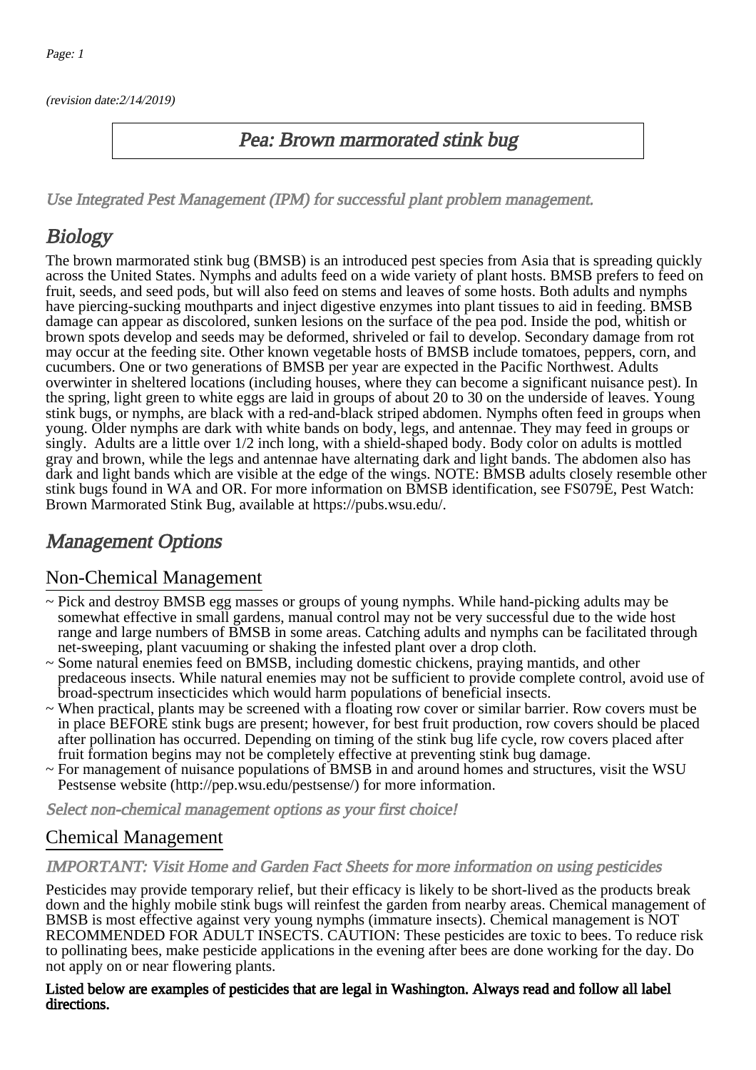(revision date:2/14/2019)

# Pea: Brown marmorated stink bug

*Use Integrated Pest Management (IPM) for successful plant problem management.*

## Biology

The brown marmorated stink bug (BMSB) is an introduced pest species from Asia that is spreading quickly across the United States. Nymphs and adults feed on a wide variety of plant hosts. BMSB prefers to feed on fruit, seeds, and seed pods, but will also feed on stems and leaves of some hosts. Both adults and nymphs have piercing-sucking mouthparts and inject digestive enzymes into plant tissues to aid in feeding. BMSB damage can appear as discolored, sunken lesions on the surface of the pea pod. Inside the pod, whitish or brown spots develop and seeds may be deformed, shriveled or fail to develop. Secondary damage from rot may occur at the feeding site. Other known vegetable hosts of BMSB include tomatoes, peppers, corn, and cucumbers. One or two generations of BMSB per year are expected in the Pacific Northwest. Adults overwinter in sheltered locations (including houses, where they can become a significant nuisance pest). In the spring, light green to white eggs are laid in groups of about 20 to 30 on the underside of leaves. Young stink bugs, or nymphs, are black with a red-and-black striped abdomen. Nymphs often feed in groups when young. Older nymphs are dark with white bands on body, legs, and antennae. They may feed in groups or singly. Adults are a little over 1/2 inch long, with a shield-shaped body. Body color on adults is mottled gray and brown, while the legs and antennae have alternating dark and light bands. The abdomen also has dark and light bands which are visible at the edge of the wings. NOTE: BMSB adults closely resemble other stink bugs found in WA and OR. For more information on BMSB identification, see FS079E, Pest Watch: Brown Marmorated Stink Bug, available at https://pubs.wsu.edu/.

## Management Options

### Non-Chemical Management

- ~ Pick and destroy BMSB egg masses or groups of young nymphs. While hand-picking adults may be somewhat effective in small gardens, manual control may not be very successful due to the wide host range and large numbers of BMSB in some areas. Catching adults and nymphs can be facilitated through net-sweeping, plant vacuuming or shaking the infested plant over a drop cloth.
- ~ Some natural enemies feed on BMSB, including domestic chickens, praying mantids, and other predaceous insects. While natural enemies may not be sufficient to provide complete control, avoid use of broad-spectrum insecticides which would harm populations of beneficial insects.
- ~ When practical, plants may be screened with a floating row cover or similar barrier. Row covers must be in place BEFORE stink bugs are present; however, for best fruit production, row covers should be placed after pollination has occurred. Depending on timing of the stink bug life cycle, row covers placed after fruit formation begins may not be completely effective at preventing stink bug damage.
- ~ For management of nuisance populations of BMSB in and around homes and structures, visit the WSU Pestsense website (http://pep.wsu.edu/pestsense/) for more information.

*Select non-chemical management options as your first choice!*

### Chemical Management

*IMPORTANT: Visit Home and Garden Fact Sheets for more information on using pesticides*

Pesticides may provide temporary relief, but their efficacy is likely to be short-lived as the products break down and the highly mobile stink bugs will reinfest the garden from nearby areas. Chemical management of BMSB is most effective against very young nymphs (immature insects). Chemical management is NOT RECOMMENDED FOR ADULT INSECTS. CAUTION: These pesticides are toxic to bees. To reduce risk to pollinating bees, make pesticide applications in the evening after bees are done working for the day. Do not apply on or near flowering plants.

**Listed below are examples of pesticides that are legal in Washington. Always read and follow all label directions.**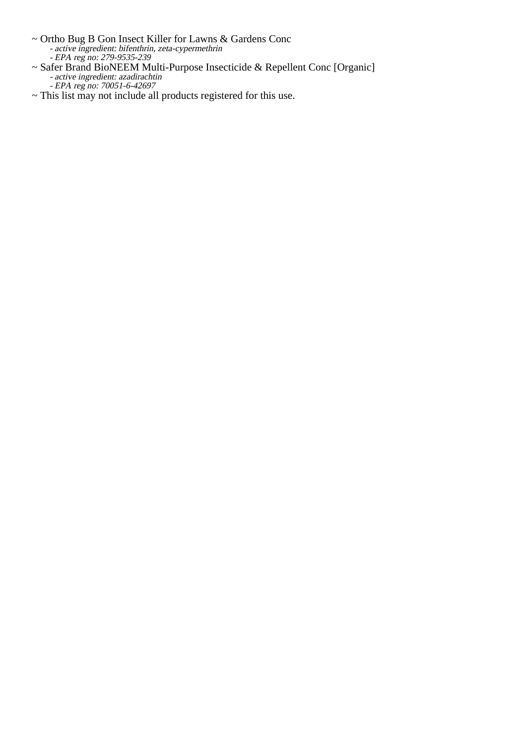~ Ortho Bug B Gon Insect Killer for Lawns & Gardens Conc
  - *active ingredient: bifenthrin, zeta-cypermethrin*
  - *EPA reg no: 279-9535-239*

~ Safer Brand BioNEEM Multi-Purpose Insecticide & Repellent Conc [Organic]
  - *active ingredient: azadirachtin*
  - *EPA reg no: 70051-6-42697*

~ This list may not include all products registered for this use.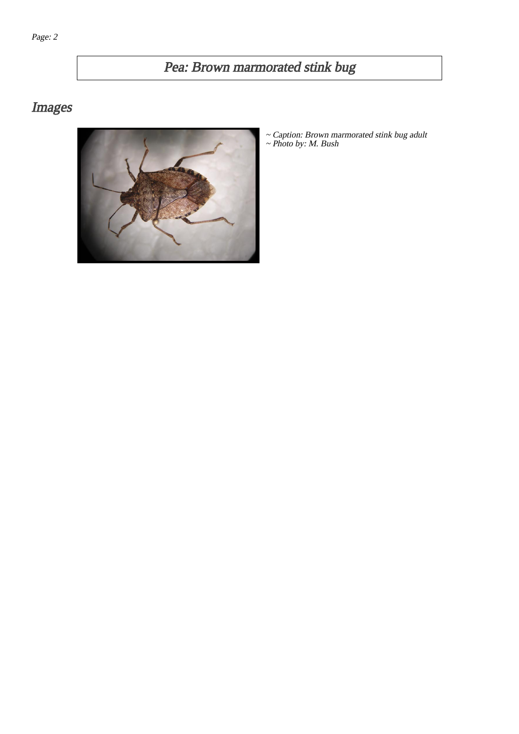# Pea: Brown marmorated stink bug

## Images

~ Caption: Brown marmorated stink bug adult
~ Photo by: M. Bush